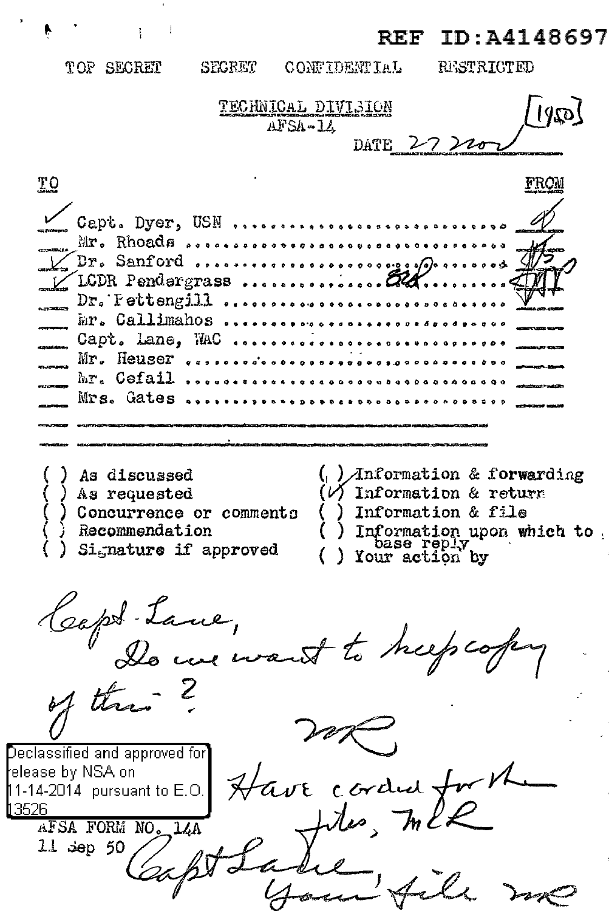REF ID:A4148697

TOP SECRET SECRET CONFIDENTIAL RESTRICTED

TECHNICAL DIVISION
AFSA-14

[1950]

DATE 27 Nov

| | TO | FROM |
|---|---|---|
| ✓ | Capt. Dyer, USN | |
| | Mr. Rhoads | |
| ✓ | Dr. Sanford | |
| ✓ | LCDR Pendergrass | |
| | Dr. Pettengill | |
| | Mr. Callimahos | |
| | Capt. Lane, WAC | |
| | Mr. Heuser | |
| | Mr. Cefail | |
| | Mrs. Gates | |

( ) As discussed
( ) As requested
( ) Concurrence or comments
( ) Recommendation
( ) Signature if approved

( ) Information & forwarding
(✓) Information & return
( ) Information & file
( ) Information upon which to base reply
( ) Your action by

Capt. Lane,
Do we want to keep copy of this?
MR

Have corded for the files, MLR

Capt Lane
Your file MR

Declassified and approved for release by NSA on 11-14-2014 pursuant to E.O. 13526

AFSA FORM NO. 14A
11 Sep 50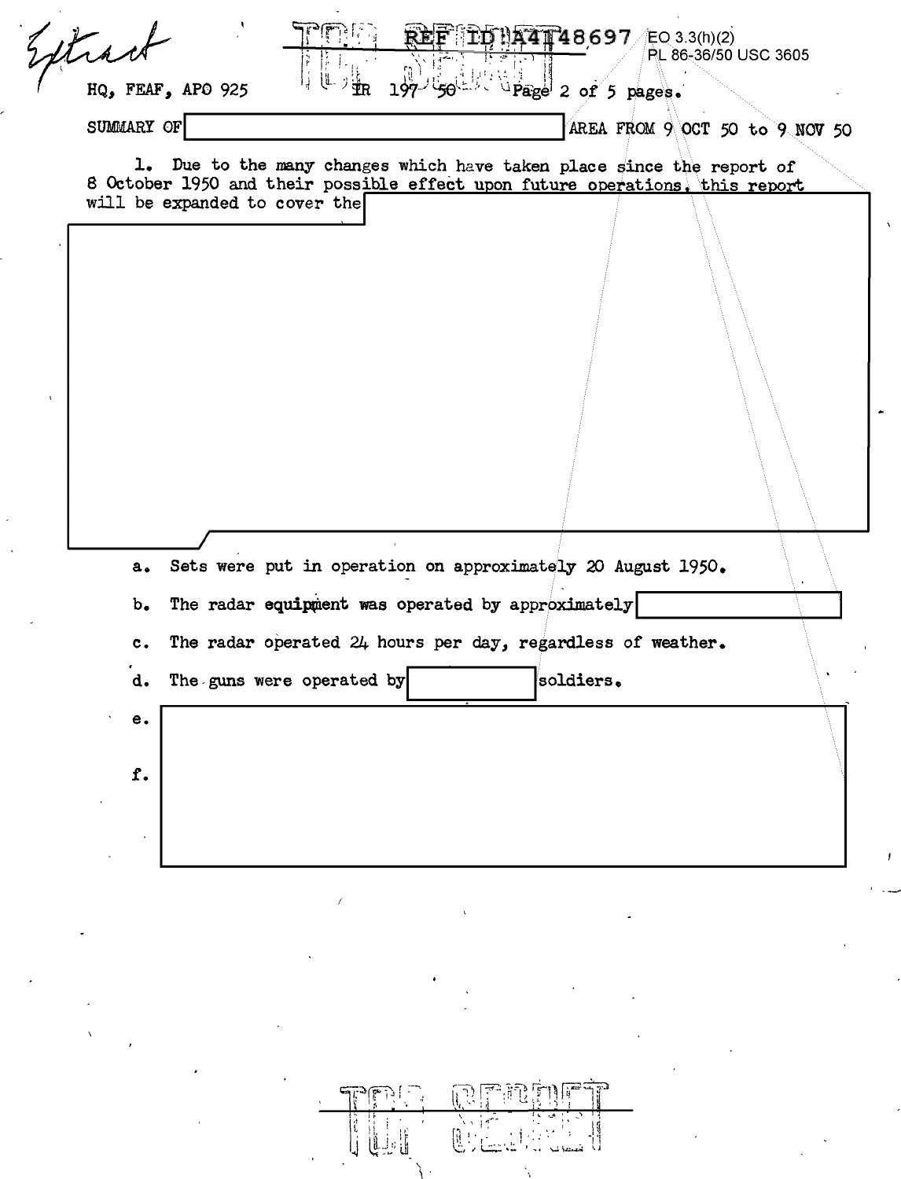Extract

TOP SECRET

REF ID:A4148697 EO 3.3(h)(2)
PL 86-36/50 USC 3605

HQ, FEAF, APO 925 IR 197-50 Page 2 of 5 pages.

SUMMARY OF [redacted] AREA FROM 9 OCT 50 to 9 NOV 50

1. Due to the many changes which have taken place since the report of 8 October 1950 and their possible effect upon future operations, this report will be expanded to cover the [redacted]

a. Sets were put in operation on approximately 20 August 1950.

b. The radar equipment was operated by approximately [redacted]

c. The radar operated 24 hours per day, regardless of weather.

d. The guns were operated by [redacted] soldiers.

e. [redacted]

f. [redacted]

TOP SECRET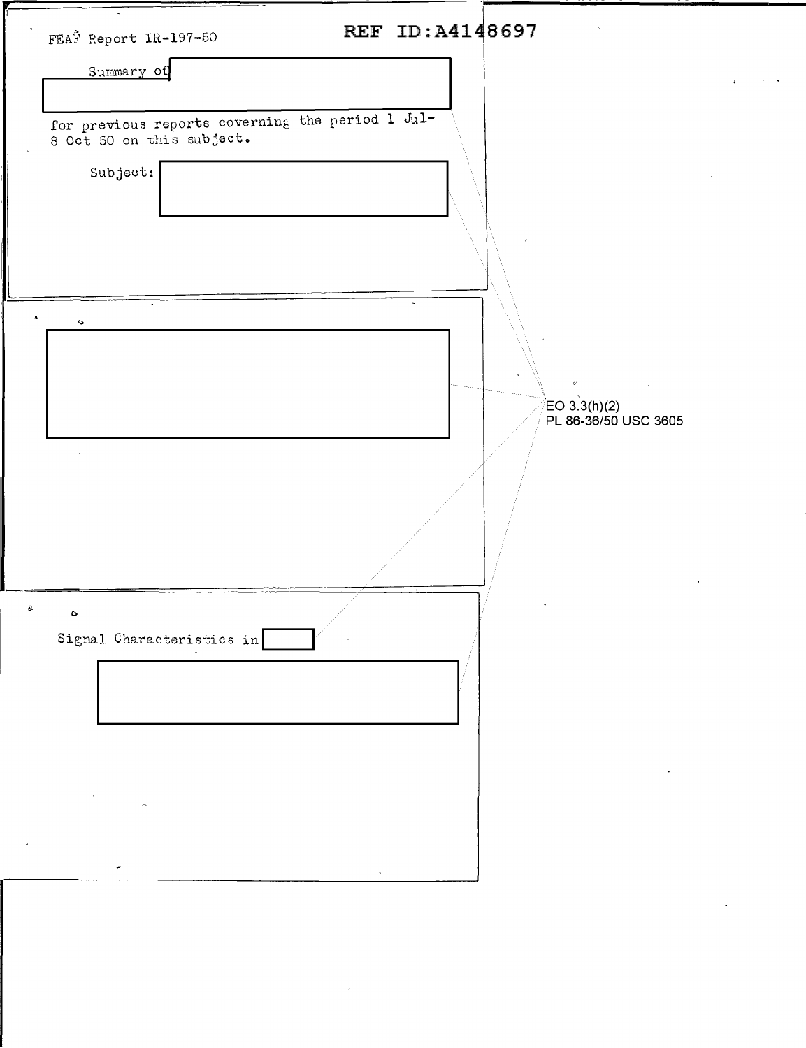FEAF Report IR-197-50

REF ID:A4148697

Summary of

for previous reports covering the period 1 Jul-8 Oct 50 on this subject.

Subject:

Signal Characteristics in

EO 3.3(h)(2)
PL 86-36/50 USC 3605